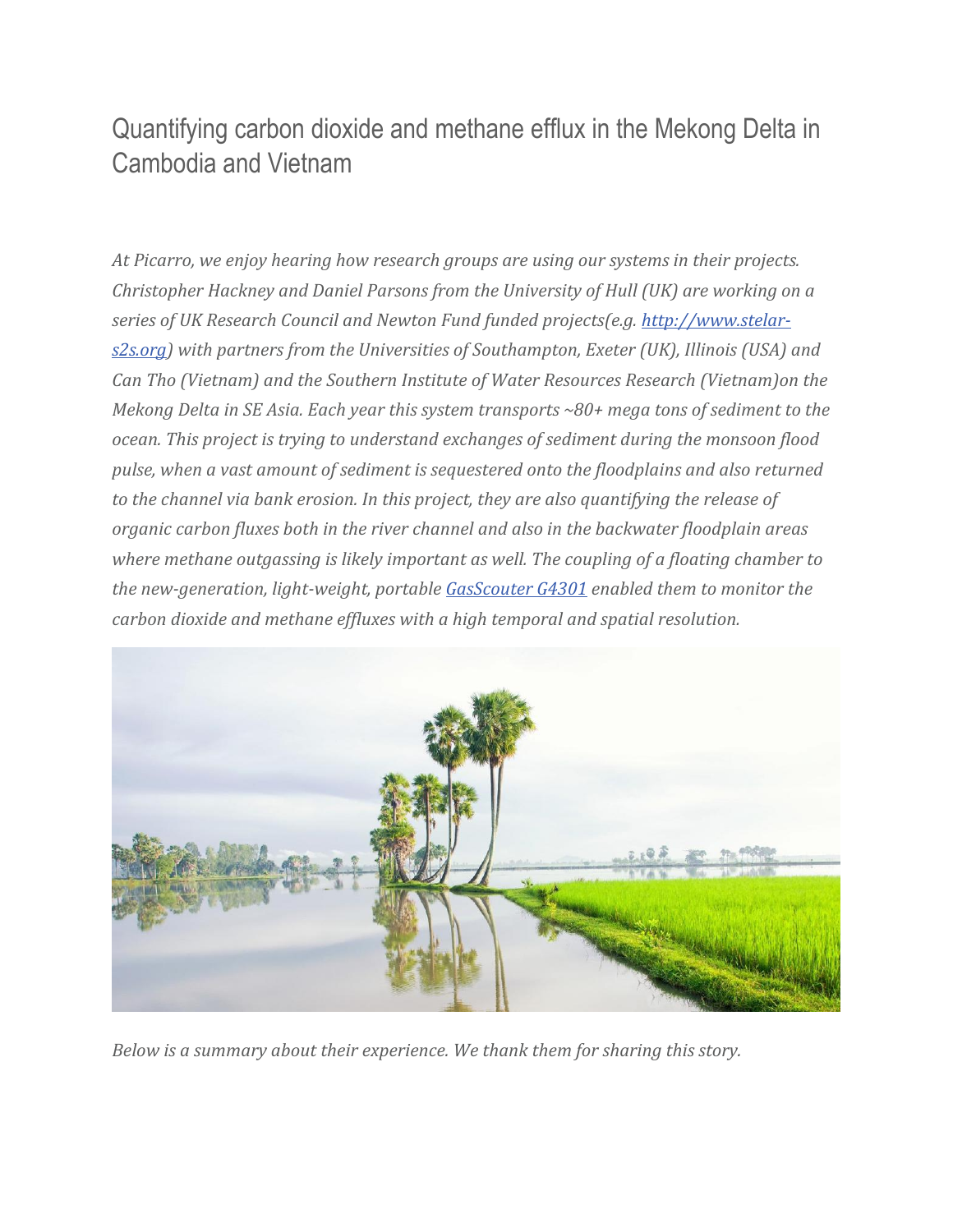# Quantifying carbon dioxide and methane efflux in the Mekong Delta in Cambodia and Vietnam

*At Picarro, we enjoy hearing how research groups are using our systems in their projects. Christopher Hackney and Daniel Parsons from the University of Hull (UK) are working on a series of UK Research Council and Newton Fund funded projects(e.g. [http://www.stelar-s2s.org](http://www.stelar-s2s.org)) with partners from the Universities of Southampton, Exeter (UK), Illinois (USA) and Can Tho (Vietnam) and the Southern Institute of Water Resources Research (Vietnam)on the Mekong Delta in SE Asia. Each year this system transports ~80+ mega tons of sediment to the ocean. This project is trying to understand exchanges of sediment during the monsoon flood pulse, when a vast amount of sediment is sequestered onto the floodplains and also returned to the channel via bank erosion. In this project, they are also quantifying the release of organic carbon fluxes both in the river channel and also in the backwater floodplain areas where methane outgassing is likely important as well. The coupling of a floating chamber to the new-generation, light-weight, portable [GasScouter G4301]() enabled them to monitor the carbon dioxide and methane effluxes with a high temporal and spatial resolution.*

*Below is a summary about their experience. We thank them for sharing this story.*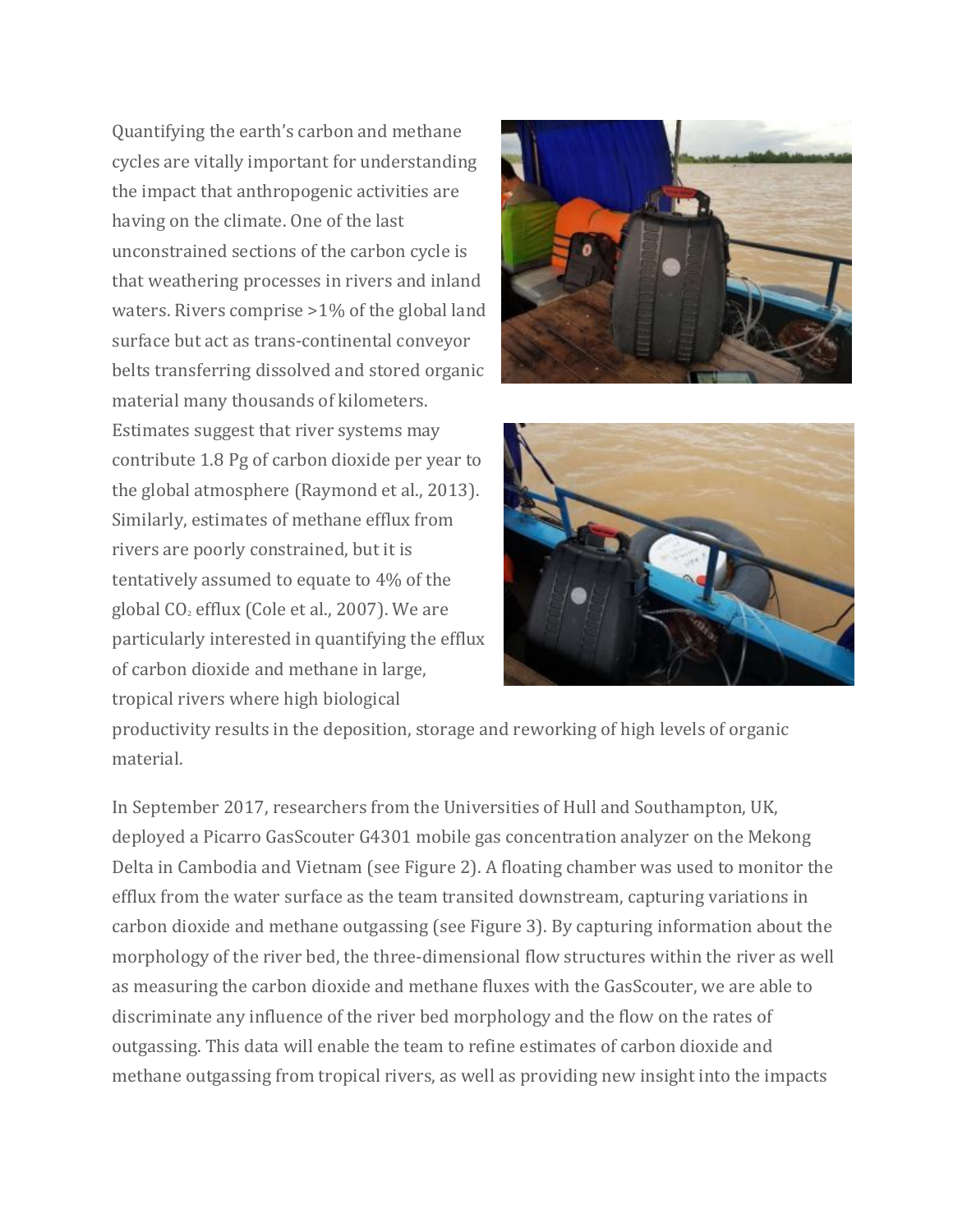Quantifying the earth's carbon and methane cycles are vitally important for understanding the impact that anthropogenic activities are having on the climate. One of the last unconstrained sections of the carbon cycle is that weathering processes in rivers and inland waters. Rivers comprise >1% of the global land surface but act as trans-continental conveyor belts transferring dissolved and stored organic material many thousands of kilometers. Estimates suggest that river systems may contribute 1.8 Pg of carbon dioxide per year to the global atmosphere (Raymond et al., 2013). Similarly, estimates of methane efflux from rivers are poorly constrained, but it is tentatively assumed to equate to 4% of the global $CO_2$ efflux (Cole et al., 2007). We are particularly interested in quantifying the efflux of carbon dioxide and methane in large, tropical rivers where high biological productivity results in the deposition, storage and reworking of high levels of organic material.

In September 2017, researchers from the Universities of Hull and Southampton, UK, deployed a Picarro GasScouter G4301 mobile gas concentration analyzer on the Mekong Delta in Cambodia and Vietnam (see Figure 2). A floating chamber was used to monitor the efflux from the water surface as the team transited downstream, capturing variations in carbon dioxide and methane outgassing (see Figure 3). By capturing information about the morphology of the river bed, the three-dimensional flow structures within the river as well as measuring the carbon dioxide and methane fluxes with the GasScouter, we are able to discriminate any influence of the river bed morphology and the flow on the rates of outgassing. This data will enable the team to refine estimates of carbon dioxide and methane outgassing from tropical rivers, as well as providing new insight into the impacts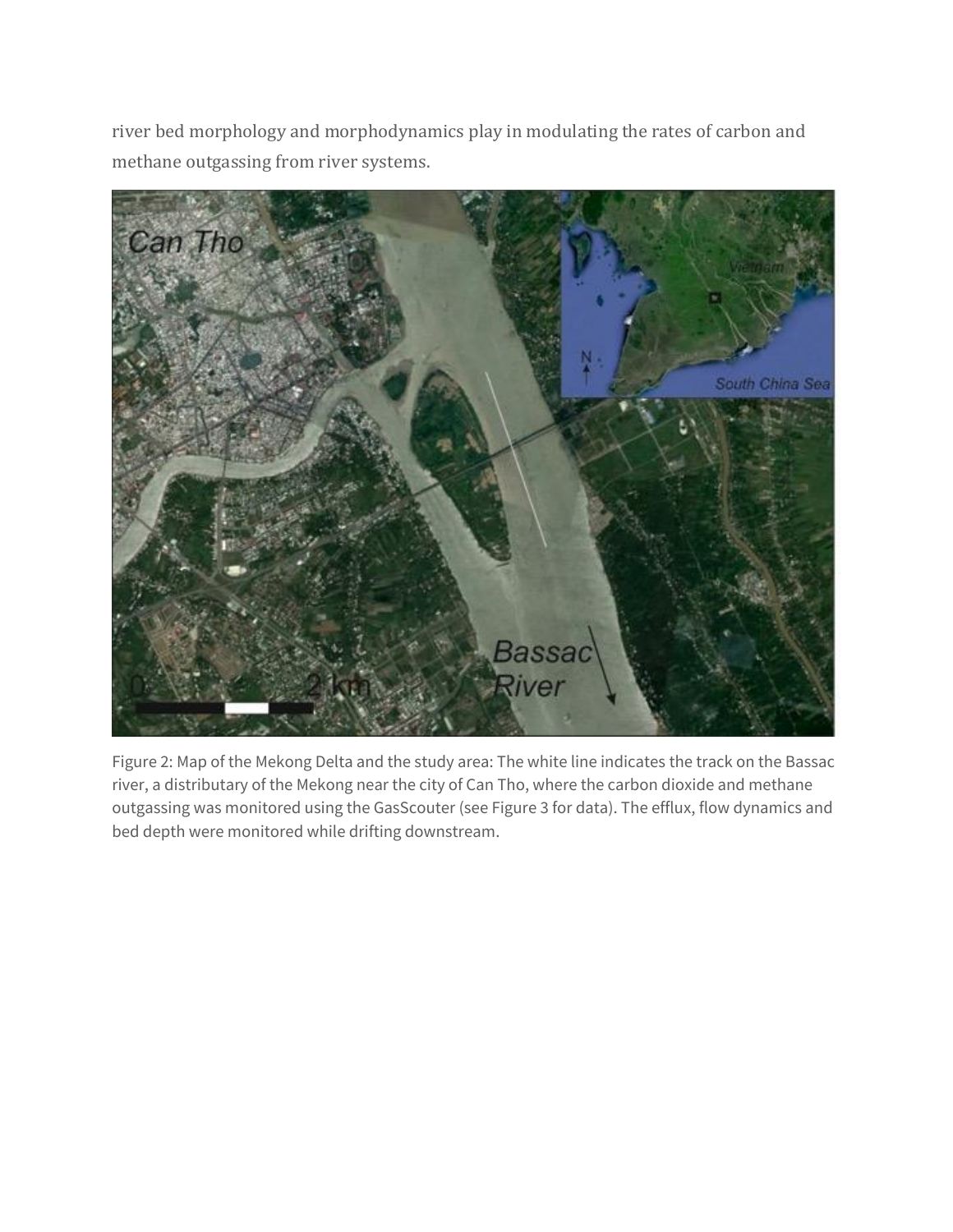river bed morphology and morphodynamics play in modulating the rates of carbon and methane outgassing from river systems.

Figure 2: Map of the Mekong Delta and the study area: The white line indicates the track on the Bassac river, a distributary of the Mekong near the city of Can Tho, where the carbon dioxide and methane outgassing was monitored using the GasScouter (see Figure 3 for data). The efflux, flow dynamics and bed depth were monitored while drifting downstream.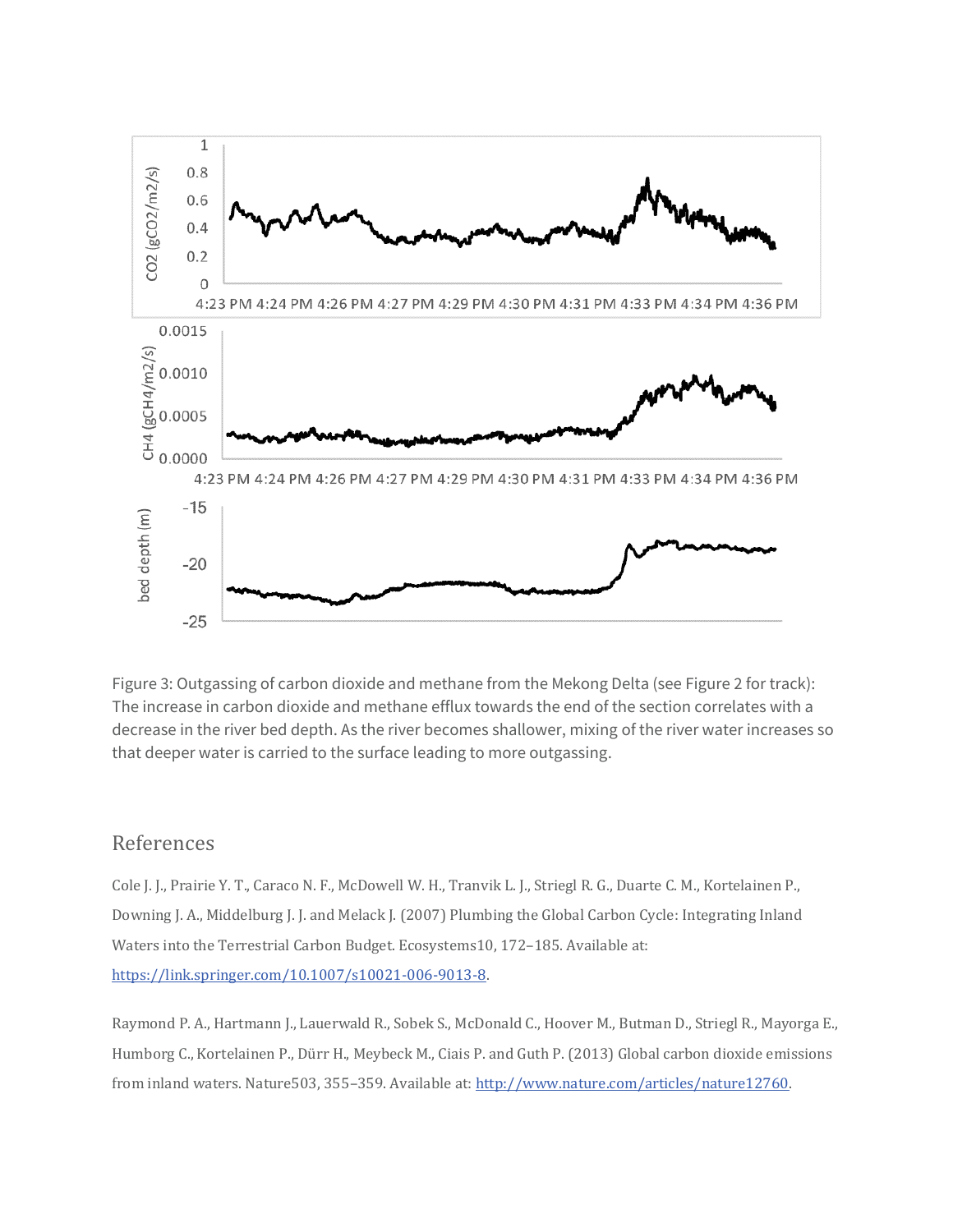1
0.8
0.6
0.4
0.2
0
CO2 (gCO2/m2/s)
4:23 PM 4:24 PM 4:26 PM 4:27 PM 4:29 PM 4:30 PM 4:31 PM 4:33 PM 4:34 PM 4:36 PM

0.0015
0.0010
0.0005
0.0000
CH4 (gCH4/m2/s)
4:23 PM 4:24 PM 4:26 PM 4:27 PM 4:29 PM 4:30 PM 4:31 PM 4:33 PM 4:34 PM 4:36 PM

-15
-20
-25
bed depth (m)

Figure 3: Outgassing of carbon dioxide and methane from the Mekong Delta (see Figure 2 for track): The increase in carbon dioxide and methane efflux towards the end of the section correlates with a decrease in the river bed depth. As the river becomes shallower, mixing of the river water increases so that deeper water is carried to the surface leading to more outgassing.

## References

Cole J. J., Prairie Y. T., Caraco N. F., McDowell W. H., Tranvik L. J., Striegl R. G., Duarte C. M., Kortelainen P., Downing J. A., Middelburg J. J. and Melack J. (2007) Plumbing the Global Carbon Cycle: Integrating Inland Waters into the Terrestrial Carbon Budget. Ecosystems10, 172–185. Available at: [https://link.springer.com/10.1007/s10021-006-9013-8](https://link.springer.com/10.1007/s10021-006-9013-8).

Raymond P. A., Hartmann J., Lauerwald R., Sobek S., McDonald C., Hoover M., Butman D., Striegl R., Mayorga E., Humborg C., Kortelainen P., Dürr H., Meybeck M., Ciais P. and Guth P. (2013) Global carbon dioxide emissions from inland waters. Nature503, 355–359. Available at: [http://www.nature.com/articles/nature12760](http://www.nature.com/articles/nature12760).